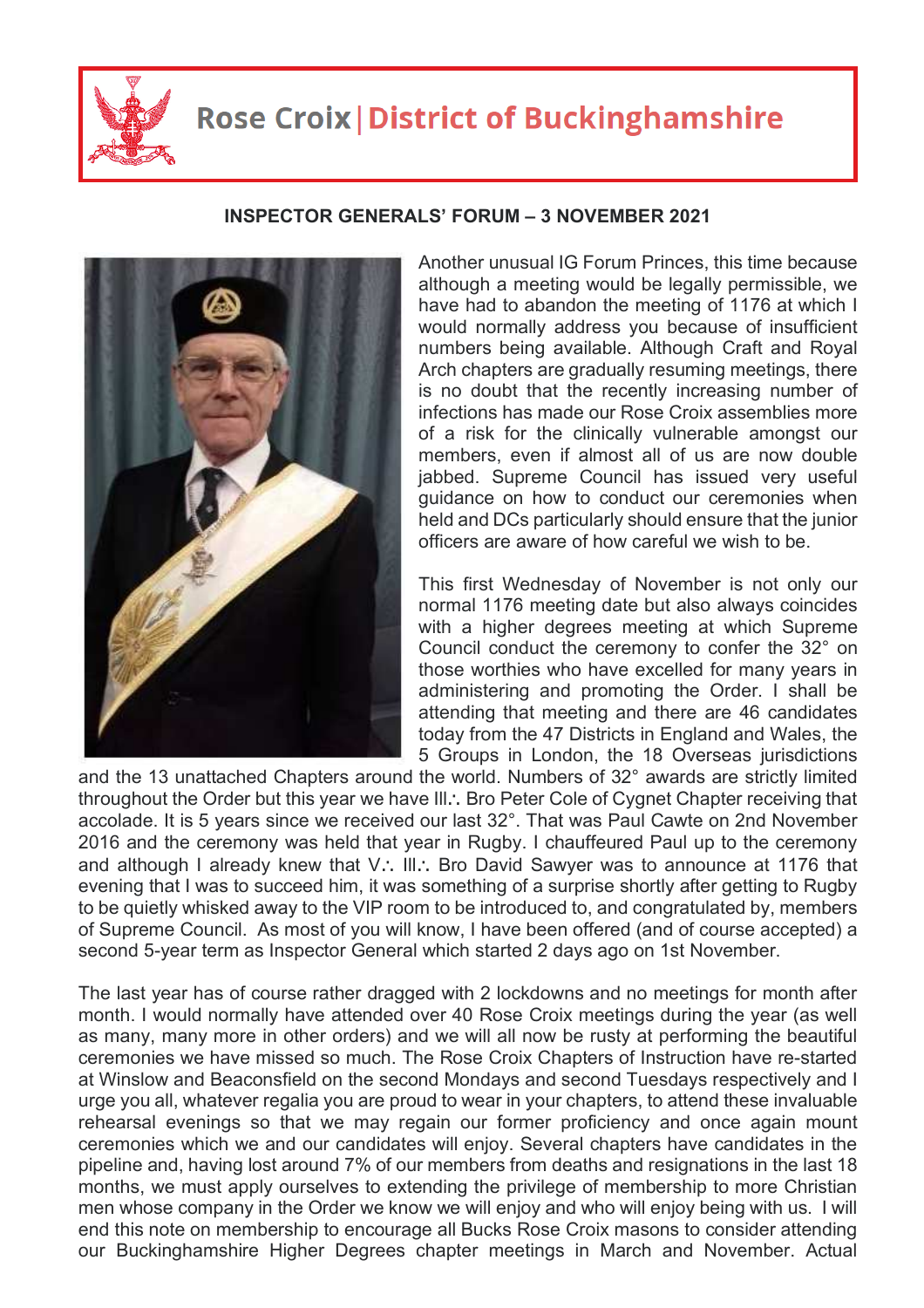# Rose Croix | District of Buckinghamshire

## INSPECTOR GENERALS' FORUM – 3 NOVEMBER 2021

Another unusual IG Forum Princes, this time because although a meeting would be legally permissible, we have had to abandon the meeting of 1176 at which I would normally address you because of insufficient numbers being available. Although Craft and Royal Arch chapters are gradually resuming meetings, there is no doubt that the recently increasing number of infections has made our Rose Croix assemblies more of a risk for the clinically vulnerable amongst our members, even if almost all of us are now double jabbed. Supreme Council has issued very useful guidance on how to conduct our ceremonies when held and DCs particularly should ensure that the junior officers are aware of how careful we wish to be.

This first Wednesday of November is not only our normal 1176 meeting date but also always coincides with a higher degrees meeting at which Supreme Council conduct the ceremony to confer the 32° on those worthies who have excelled for many years in administering and promoting the Order. I shall be attending that meeting and there are 46 candidates today from the 47 Districts in England and Wales, the 5 Groups in London, the 18 Overseas jurisdictions and the 13 unattached Chapters around the world. Numbers of 32° awards are strictly limited throughout the Order but this year we have Ill∴ Bro Peter Cole of Cygnet Chapter receiving that accolade. It is 5 years since we received our last 32°. That was Paul Cawte on 2nd November 2016 and the ceremony was held that year in Rugby. I chauffeured Paul up to the ceremony and although I already knew that V∴ Ill∴ Bro David Sawyer was to announce at 1176 that evening that I was to succeed him, it was something of a surprise shortly after getting to Rugby to be quietly whisked away to the VIP room to be introduced to, and congratulated by, members of Supreme Council. As most of you will know, I have been offered (and of course accepted) a second 5-year term as Inspector General which started 2 days ago on 1st November.

The last year has of course rather dragged with 2 lockdowns and no meetings for month after month. I would normally have attended over 40 Rose Croix meetings during the year (as well as many, many more in other orders) and we will all now be rusty at performing the beautiful ceremonies we have missed so much. The Rose Croix Chapters of Instruction have re-started at Winslow and Beaconsfield on the second Mondays and second Tuesdays respectively and I urge you all, whatever regalia you are proud to wear in your chapters, to attend these invaluable rehearsal evenings so that we may regain our former proficiency and once again mount ceremonies which we and our candidates will enjoy. Several chapters have candidates in the pipeline and, having lost around 7% of our members from deaths and resignations in the last 18 months, we must apply ourselves to extending the privilege of membership to more Christian men whose company in the Order we know we will enjoy and who will enjoy being with us. I will end this note on membership to encourage all Bucks Rose Croix masons to consider attending our Buckinghamshire Higher Degrees chapter meetings in March and November. Actual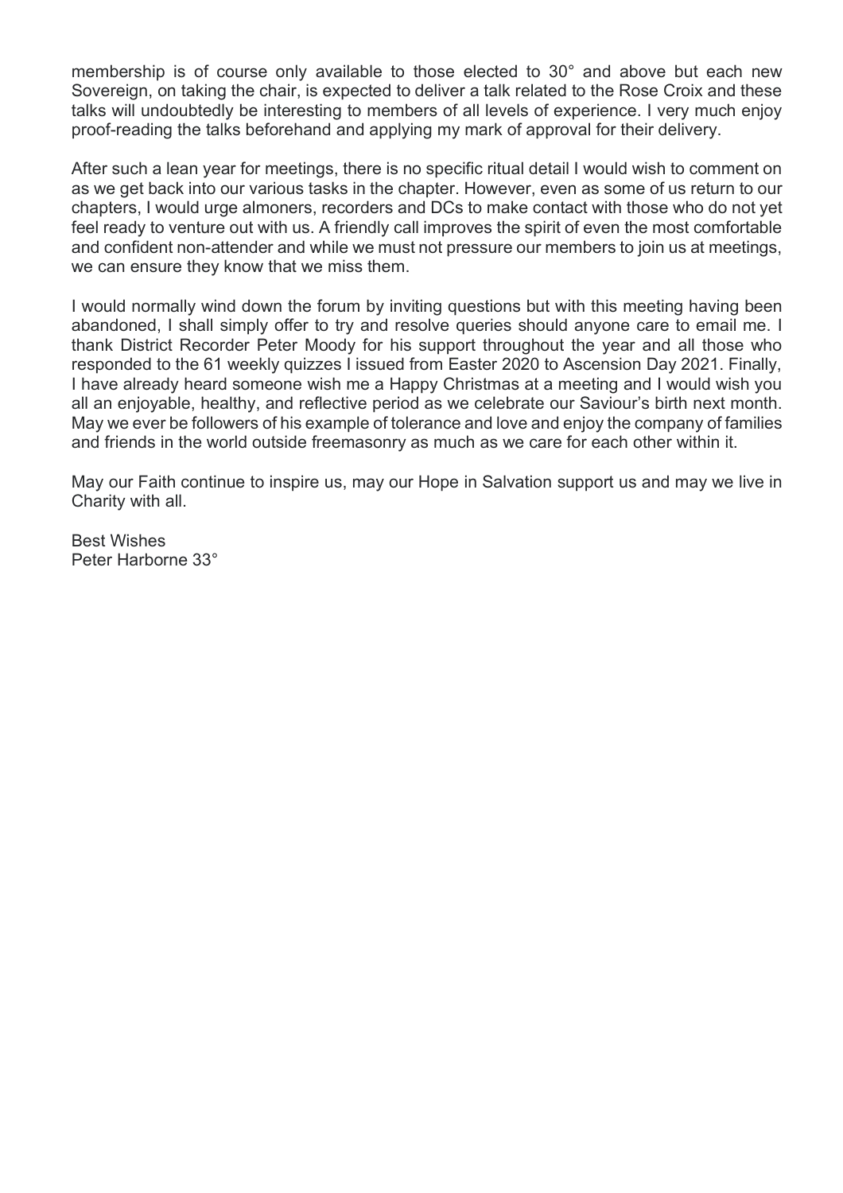membership is of course only available to those elected to 30° and above but each new Sovereign, on taking the chair, is expected to deliver a talk related to the Rose Croix and these talks will undoubtedly be interesting to members of all levels of experience. I very much enjoy proof-reading the talks beforehand and applying my mark of approval for their delivery.

After such a lean year for meetings, there is no specific ritual detail I would wish to comment on as we get back into our various tasks in the chapter. However, even as some of us return to our chapters, I would urge almoners, recorders and DCs to make contact with those who do not yet feel ready to venture out with us. A friendly call improves the spirit of even the most comfortable and confident non-attender and while we must not pressure our members to join us at meetings, we can ensure they know that we miss them.

I would normally wind down the forum by inviting questions but with this meeting having been abandoned, I shall simply offer to try and resolve queries should anyone care to email me. I thank District Recorder Peter Moody for his support throughout the year and all those who responded to the 61 weekly quizzes I issued from Easter 2020 to Ascension Day 2021. Finally, I have already heard someone wish me a Happy Christmas at a meeting and I would wish you all an enjoyable, healthy, and reflective period as we celebrate our Saviour's birth next month. May we ever be followers of his example of tolerance and love and enjoy the company of families and friends in the world outside freemasonry as much as we care for each other within it.

May our Faith continue to inspire us, may our Hope in Salvation support us and may we live in Charity with all.

Best Wishes
Peter Harborne 33°